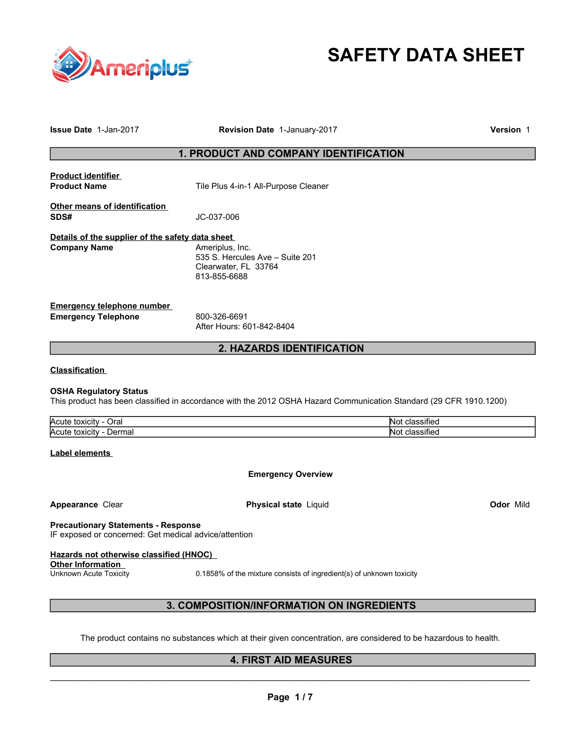# SAFETY DATA SHEET

**Issue Date** 1-Jan-2017 **Revision Date** 1-January-2017 **Version** 1

## 1. PRODUCT AND COMPANY IDENTIFICATION

**Product identifier**

**Product Name** Tile Plus 4-in-1 All-Purpose Cleaner

**Other means of identification**

**SDS#** JC-037-006

**Details of the supplier of the safety data sheet**

**Company Name** Ameriplus, Inc.
535 S. Hercules Ave – Suite 201
Clearwater, FL 33764
813-855-6688

**Emergency telephone number**

**Emergency Telephone** 800-326-6691
After Hours: 601-842-8404

## 2. HAZARDS IDENTIFICATION

**Classification**

**OSHA Regulatory Status**
This product has been classified in accordance with the 2012 OSHA Hazard Communication Standard (29 CFR 1910.1200)

| Acute toxicity - Oral | Not classified |
|---|---|
| Acute toxicity - Dermal | Not classified |

**Label elements**

**Emergency Overview**

**Appearance** Clear **Physical state** Liquid **Odor** Mild

**Precautionary Statements - Response**
IF exposed or concerned: Get medical advice/attention

**Hazards not otherwise classified (HNOC)**

**Other Information**

Unknown Acute Toxicity 0.1858% of the mixture consists of ingredient(s) of unknown toxicity

## 3. COMPOSITION/INFORMATION ON INGREDIENTS

The product contains no substances which at their given concentration, are considered to be hazardous to health.

## 4. FIRST AID MEASURES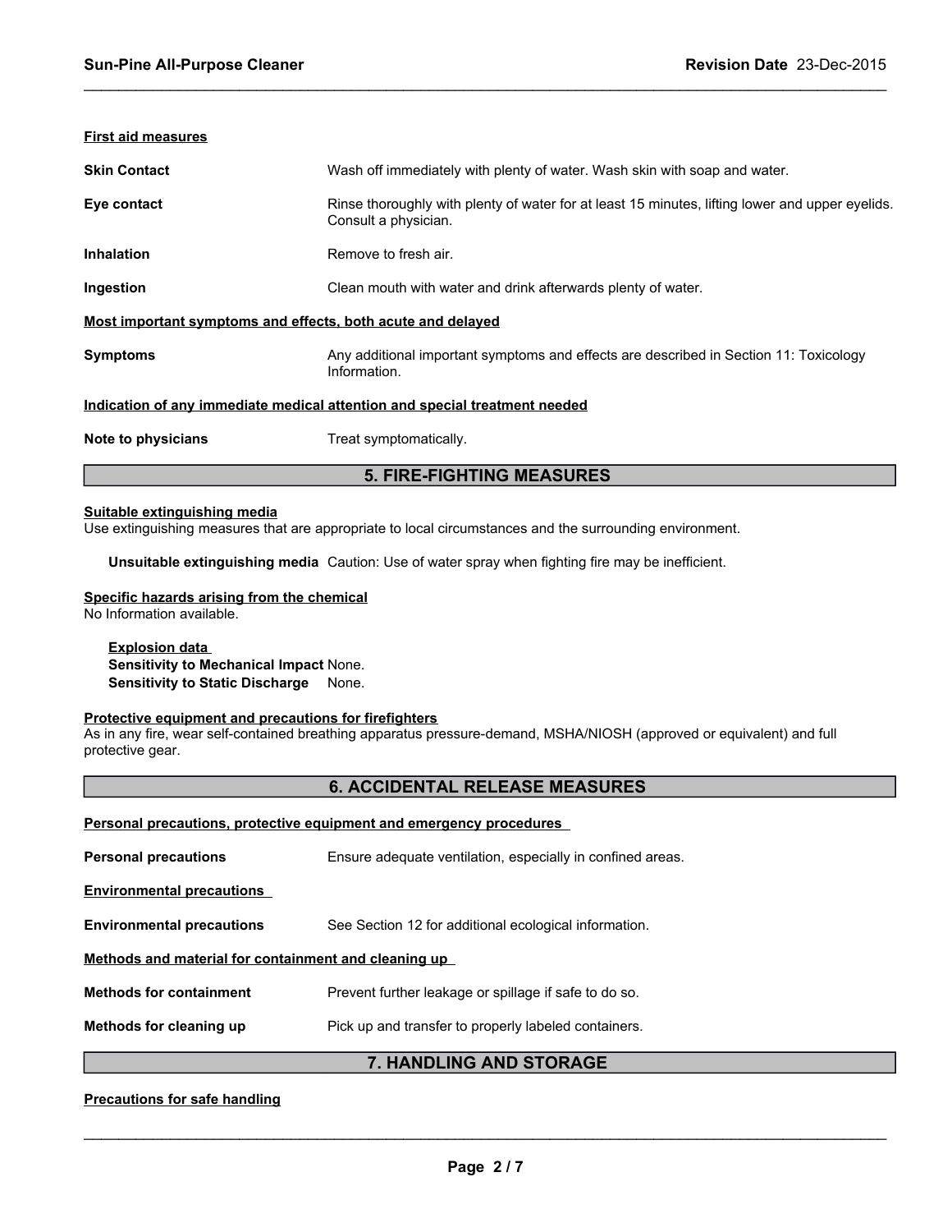### First aid measures

**Skin Contact** Wash off immediately with plenty of water. Wash skin with soap and water.

**Eye contact** Rinse thoroughly with plenty of water for at least 15 minutes, lifting lower and upper eyelids. Consult a physician.

**Inhalation** Remove to fresh air.

**Ingestion** Clean mouth with water and drink afterwards plenty of water.

### Most important symptoms and effects, both acute and delayed

**Symptoms** Any additional important symptoms and effects are described in Section 11: Toxicology Information.

### Indication of any immediate medical attention and special treatment needed

**Note to physicians** Treat symptomatically.

## 5. FIRE-FIGHTING MEASURES

### Suitable extinguishing media

Use extinguishing measures that are appropriate to local circumstances and the surrounding environment.

**Unsuitable extinguishing media** Caution: Use of water spray when fighting fire may be inefficient.

### Specific hazards arising from the chemical

No Information available.

**Explosion data**
**Sensitivity to Mechanical Impact** None.
**Sensitivity to Static Discharge** None.

### Protective equipment and precautions for firefighters

As in any fire, wear self-contained breathing apparatus pressure-demand, MSHA/NIOSH (approved or equivalent) and full protective gear.

## 6. ACCIDENTAL RELEASE MEASURES

### Personal precautions, protective equipment and emergency procedures

**Personal precautions** Ensure adequate ventilation, especially in confined areas.

### Environmental precautions

**Environmental precautions** See Section 12 for additional ecological information.

### Methods and material for containment and cleaning up

**Methods for containment** Prevent further leakage or spillage if safe to do so.

**Methods for cleaning up** Pick up and transfer to properly labeled containers.

## 7. HANDLING AND STORAGE

### Precautions for safe handling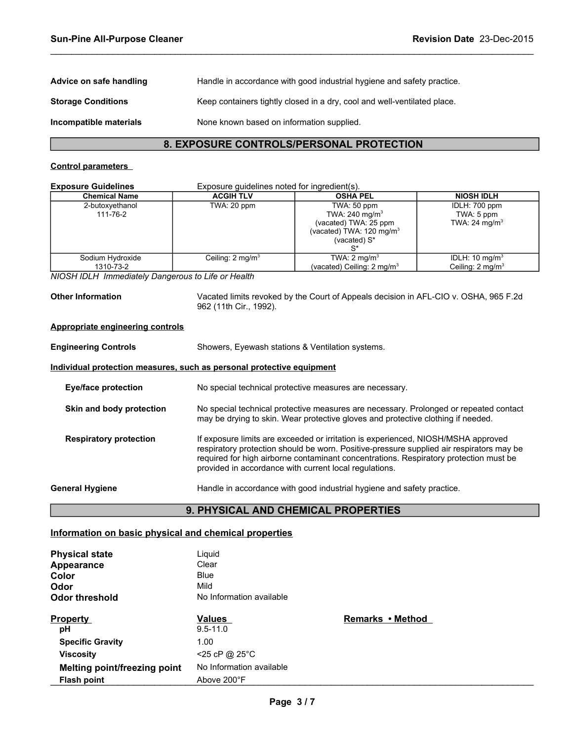**Advice on safe handling** Handle in accordance with good industrial hygiene and safety practice.

**Storage Conditions** Keep containers tightly closed in a dry, cool and well-ventilated place.

**Incompatible materials** None known based on information supplied.

## 8. EXPOSURE CONTROLS/PERSONAL PROTECTION

**Control parameters**

**Exposure Guidelines** Exposure guidelines noted for ingredient(s).

| Chemical Name | ACGIH TLV | OSHA PEL | NIOSH IDLH |
|---|---|---|---|
| 2-butoxyethanol<br>111-76-2 | TWA: 20 ppm | TWA: 50 ppm<br>TWA: 240 mg/m$^3$<br>(vacated) TWA: 25 ppm<br>(vacated) TWA: 120 mg/m$^3$<br>(vacated) S*<br>S* | IDLH: 700 ppm<br>TWA: 5 ppm<br>TWA: 24 mg/m$^3$ |
| Sodium Hydroxide<br>1310-73-2 | Ceiling: 2 mg/m$^3$ | TWA: 2 mg/m$^3$<br>(vacated) Ceiling: 2 mg/m$^3$ | IDLH: 10 mg/m$^3$<br>Ceiling: 2 mg/m$^3$ |

*NIOSH IDLH Immediately Dangerous to Life or Health*

**Other Information** Vacated limits revoked by the Court of Appeals decision in AFL-CIO v. OSHA, 965 F.2d 962 (11th Cir., 1992).

**Appropriate engineering controls**

**Engineering Controls** Showers, Eyewash stations & Ventilation systems.

**Individual protection measures, such as personal protective equipment**

**Eye/face protection** No special technical protective measures are necessary.

**Skin and body protection** No special technical protective measures are necessary. Prolonged or repeated contact may be drying to skin. Wear protective gloves and protective clothing if needed.

**Respiratory protection** If exposure limits are exceeded or irritation is experienced, NIOSH/MSHA approved respiratory protection should be worn. Positive-pressure supplied air respirators may be required for high airborne contaminant concentrations. Respiratory protection must be provided in accordance with current local regulations.

**General Hygiene** Handle in accordance with good industrial hygiene and safety practice.

## 9. PHYSICAL AND CHEMICAL PROPERTIES

**Information on basic physical and chemical properties**

**Physical state** Liquid
**Appearance** Clear
**Color** Blue
**Odor** Mild
**Odor threshold** No Information available

| Property | Values | Remarks • Method |
|---|---|---|
| pH | 9.5-11.0 | |
| Specific Gravity | 1.00 | |
| Viscosity | <25 cP @ 25°C | |
| Melting point/freezing point | No Information available | |
| Flash point | Above 200°F | |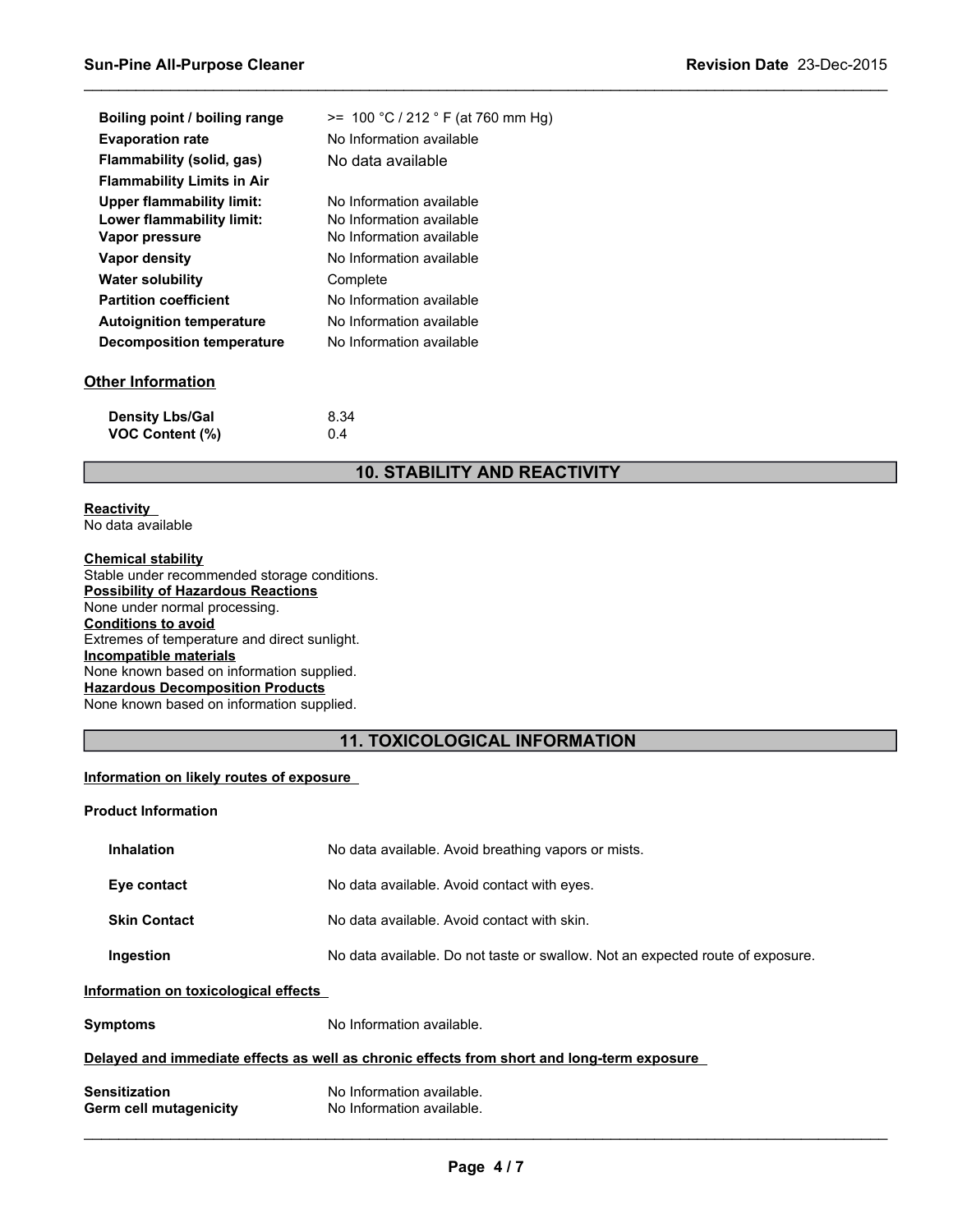| | |
|---|---|
| **Boiling point / boiling range** | >= 100 °C / 212 ° F (at 760 mm Hg) |
| **Evaporation rate** | No Information available |
| **Flammability (solid, gas)** | No data available |
| **Flammability Limits in Air** | |
| **Upper flammability limit:** | No Information available |
| **Lower flammability limit:** | No Information available |
| **Vapor pressure** | No Information available |
| **Vapor density** | No Information available |
| **Water solubility** | Complete |
| **Partition coefficient** | No Information available |
| **Autoignition temperature** | No Information available |
| **Decomposition temperature** | No Information available |

**Other Information**

| | |
|---|---|
| **Density Lbs/Gal** | 8.34 |
| **VOC Content (%)** | 0.4 |

## 10. STABILITY AND REACTIVITY

**Reactivity**
No data available

**Chemical stability**
Stable under recommended storage conditions.
**Possibility of Hazardous Reactions**
None under normal processing.
**Conditions to avoid**
Extremes of temperature and direct sunlight.
**Incompatible materials**
None known based on information supplied.
**Hazardous Decomposition Products**
None known based on information supplied.

## 11. TOXICOLOGICAL INFORMATION

**Information on likely routes of exposure**

**Product Information**

| | |
|---|---|
| **Inhalation** | No data available. Avoid breathing vapors or mists. |
| **Eye contact** | No data available. Avoid contact with eyes. |
| **Skin Contact** | No data available. Avoid contact with skin. |
| **Ingestion** | No data available. Do not taste or swallow. Not an expected route of exposure. |

**Information on toxicological effects**

**Symptoms** No Information available.

**Delayed and immediate effects as well as chronic effects from short and long-term exposure**

| | |
|---|---|
| **Sensitization** | No Information available. |
| **Germ cell mutagenicity** | No Information available. |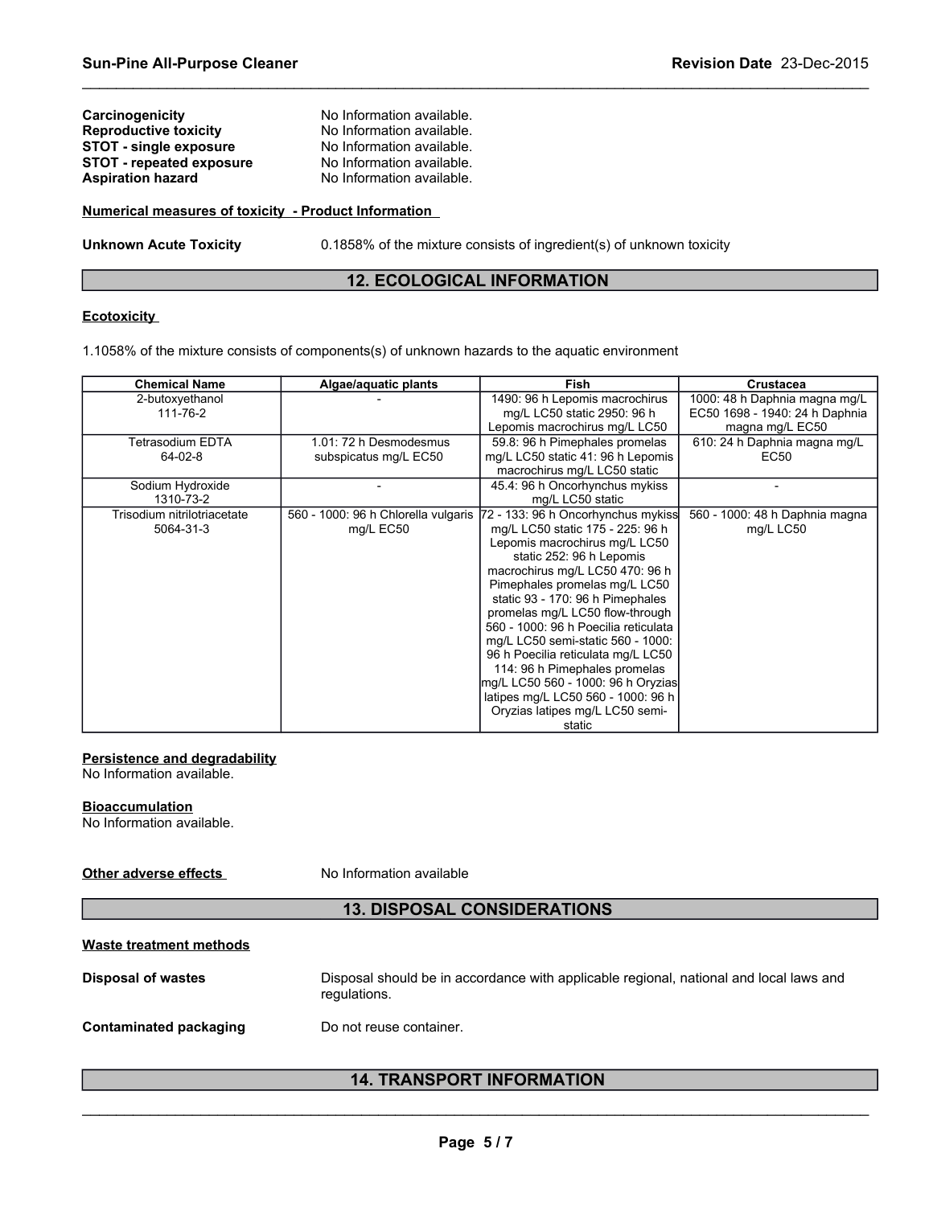| | |
|---|---|
| **Carcinogenicity** | No Information available. |
| **Reproductive toxicity** | No Information available. |
| **STOT - single exposure** | No Information available. |
| **STOT - repeated exposure** | No Information available. |
| **Aspiration hazard** | No Information available. |

**Numerical measures of toxicity - Product Information**

**Unknown Acute Toxicity** 0.1858% of the mixture consists of ingredient(s) of unknown toxicity

## 12. ECOLOGICAL INFORMATION

**Ecotoxicity**

1.1058% of the mixture consists of components(s) of unknown hazards to the aquatic environment

| Chemical Name | Algae/aquatic plants | Fish | Crustacea |
|---|---|---|---|
| 2-butoxyethanol<br>111-76-2 | - | 1490: 96 h Lepomis macrochirus mg/L LC50 static 2950: 96 h Lepomis macrochirus mg/L LC50 | 1000: 48 h Daphnia magna mg/L EC50 1698 - 1940: 24 h Daphnia magna mg/L EC50 |
| Tetrasodium EDTA<br>64-02-8 | 1.01: 72 h Desmodesmus subspicatus mg/L EC50 | 59.8: 96 h Pimephales promelas mg/L LC50 static 41: 96 h Lepomis macrochirus mg/L LC50 static | 610: 24 h Daphnia magna mg/L EC50 |
| Sodium Hydroxide<br>1310-73-2 | - | 45.4: 96 h Oncorhynchus mykiss mg/L LC50 static | - |
| Trisodium nitrilotriacetate<br>5064-31-3 | 560 - 1000: 96 h Chlorella vulgaris mg/L EC50 | 72 - 133: 96 h Oncorhynchus mykiss mg/L LC50 static 175 - 225: 96 h Lepomis macrochirus mg/L LC50 static 252: 96 h Lepomis macrochirus mg/L LC50 470: 96 h Pimephales promelas mg/L LC50 static 93 - 170: 96 h Pimephales promelas mg/L LC50 flow-through 560 - 1000: 96 h Poecilia reticulata mg/L LC50 semi-static 560 - 1000: 96 h Poecilia reticulata mg/L LC50 114: 96 h Pimephales promelas mg/L LC50 560 - 1000: 96 h Oryzias latipes mg/L LC50 560 - 1000: 96 h Oryzias latipes mg/L LC50 semi-static | 560 - 1000: 48 h Daphnia magna mg/L LC50 |

**Persistence and degradability**
No Information available.

**Bioaccumulation**
No Information available.

**Other adverse effects** No Information available

## 13. DISPOSAL CONSIDERATIONS

**Waste treatment methods**

**Disposal of wastes** Disposal should be in accordance with applicable regional, national and local laws and regulations.

**Contaminated packaging** Do not reuse container.

## 14. TRANSPORT INFORMATION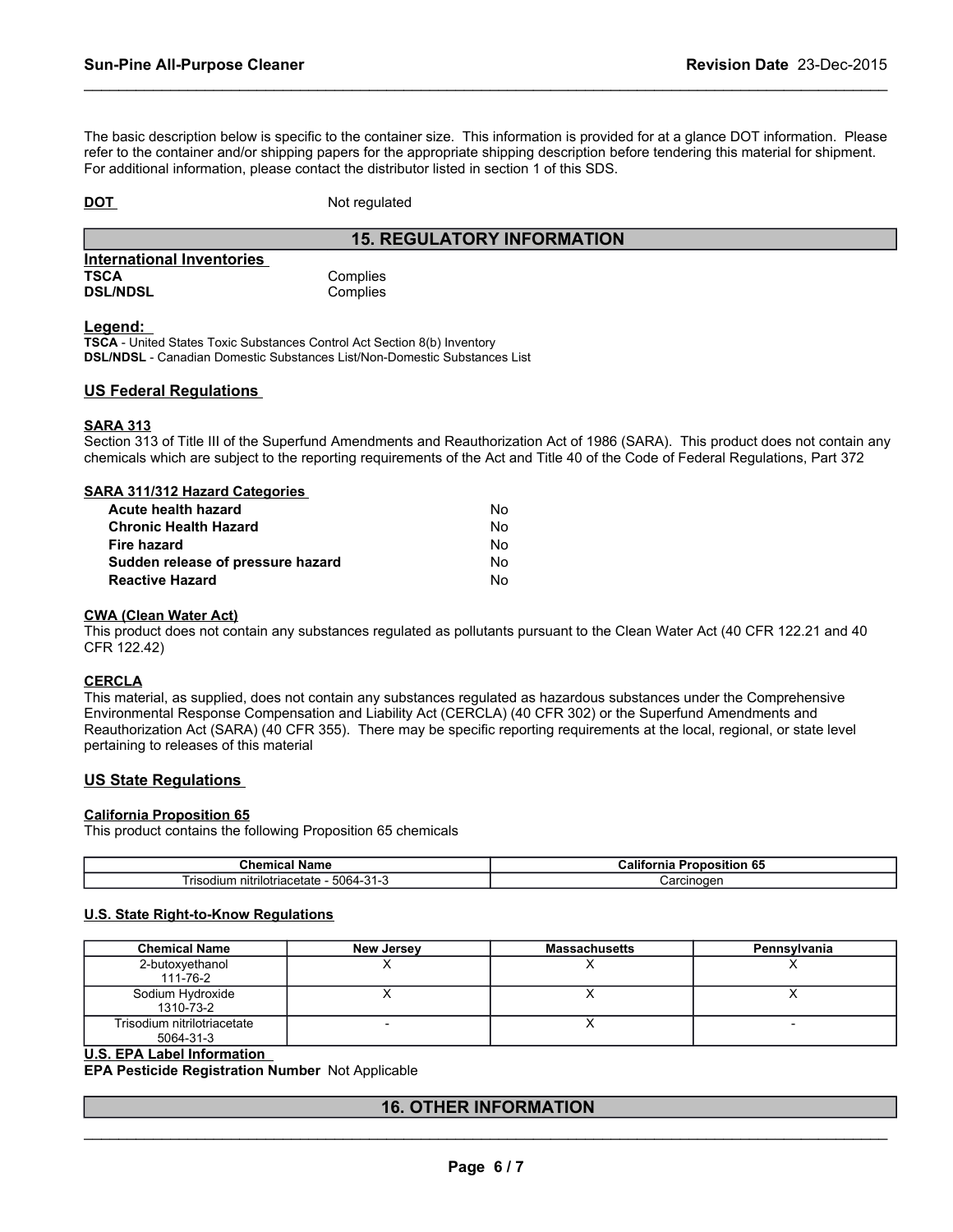The basic description below is specific to the container size. This information is provided for at a glance DOT information. Please refer to the container and/or shipping papers for the appropriate shipping description before tendering this material for shipment. For additional information, please contact the distributor listed in section 1 of this SDS.

**DOT** Not regulated

## 15. REGULATORY INFORMATION

**International Inventories**

| | |
|---|---|
| **TSCA** | Complies |
| **DSL/NDSL** | Complies |

**Legend:**

**TSCA** - United States Toxic Substances Control Act Section 8(b) Inventory
**DSL/NDSL** - Canadian Domestic Substances List/Non-Domestic Substances List

### US Federal Regulations

**SARA 313**

Section 313 of Title III of the Superfund Amendments and Reauthorization Act of 1986 (SARA). This product does not contain any chemicals which are subject to the reporting requirements of the Act and Title 40 of the Code of Federal Regulations, Part 372

**SARA 311/312 Hazard Categories**

| | |
|---|---|
| **Acute health hazard** | No |
| **Chronic Health Hazard** | No |
| **Fire hazard** | No |
| **Sudden release of pressure hazard** | No |
| **Reactive Hazard** | No |

**CWA (Clean Water Act)**

This product does not contain any substances regulated as pollutants pursuant to the Clean Water Act (40 CFR 122.21 and 40 CFR 122.42)

**CERCLA**

This material, as supplied, does not contain any substances regulated as hazardous substances under the Comprehensive Environmental Response Compensation and Liability Act (CERCLA) (40 CFR 302) or the Superfund Amendments and Reauthorization Act (SARA) (40 CFR 355). There may be specific reporting requirements at the local, regional, or state level pertaining to releases of this material

### US State Regulations

**California Proposition 65**

This product contains the following Proposition 65 chemicals

| Chemical Name | California Proposition 65 |
|---|---|
| Trisodium nitrilotriacetate - 5064-31-3 | Carcinogen |

**U.S. State Right-to-Know Regulations**

| Chemical Name | New Jersey | Massachusetts | Pennsylvania |
|---|---|---|---|
| 2-butoxyethanol 111-76-2 | X | X | X |
| Sodium Hydroxide 1310-73-2 | X | X | X |
| Trisodium nitrilotriacetate 5064-31-3 | - | X | - |

**U.S. EPA Label Information**

**EPA Pesticide Registration Number** Not Applicable

## 16. OTHER INFORMATION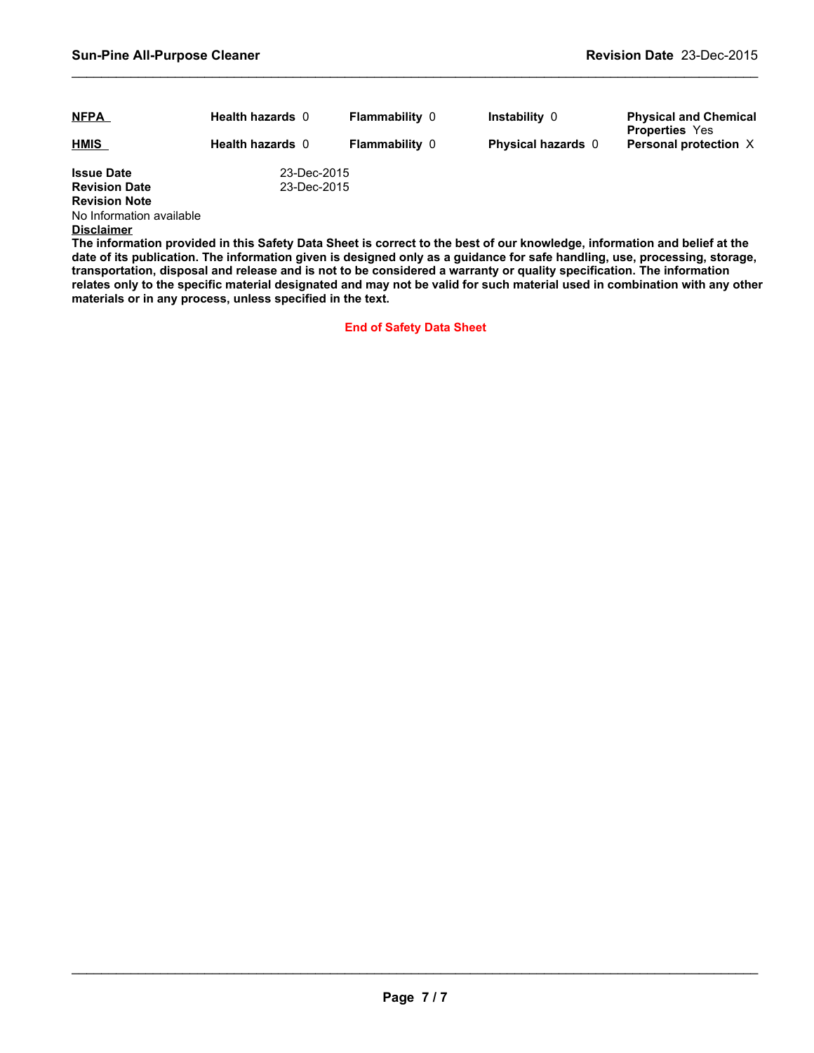| | | | | |
|---|---|---|---|---|
| **NFPA** | **Health hazards** 0 | **Flammability** 0 | **Instability** 0 | **Physical and Chemical Properties** Yes |
| **HMIS** | **Health hazards** 0 | **Flammability** 0 | **Physical hazards** 0 | **Personal protection** X |

**Issue Date** 23-Dec-2015
**Revision Date** 23-Dec-2015
**Revision Note**
No Information available

**Disclaimer**

**The information provided in this Safety Data Sheet is correct to the best of our knowledge, information and belief at the date of its publication. The information given is designed only as a guidance for safe handling, use, processing, storage, transportation, disposal and release and is not to be considered a warranty or quality specification. The information relates only to the specific material designated and may not be valid for such material used in combination with any other materials or in any process, unless specified in the text.**

**End of Safety Data Sheet**